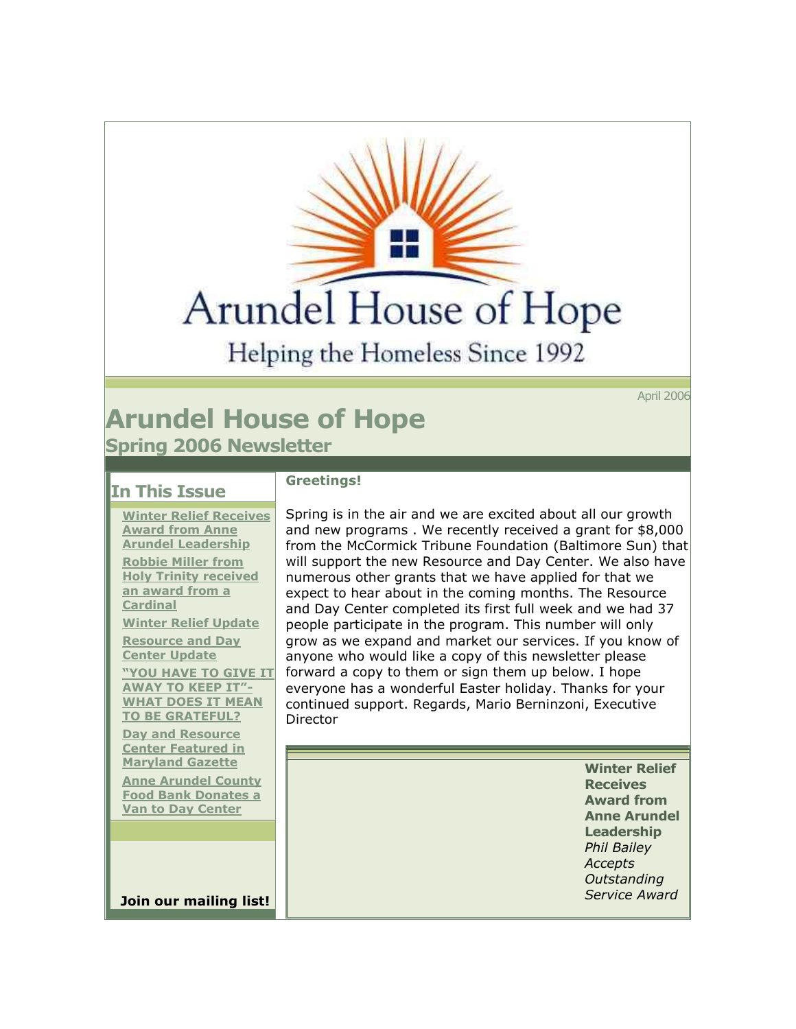Arundel House of Hope

Helping the Homeless Since 1992

April 2006

# Arundel House of Hope

## Spring 2006 Newsletter

### In This Issue

- Winter Relief Receives Award from Anne Arundel Leadership
- Robbie Miller from Holy Trinity received an award from a Cardinal
- Winter Relief Update
- Resource and Day Center Update
- "YOU HAVE TO GIVE IT AWAY TO KEEP IT"- WHAT DOES IT MEAN TO BE GRATEFUL?
- Day and Resource Center Featured in Maryland Gazette
- Anne Arundel County Food Bank Donates a Van to Day Center

**Join our mailing list!**

**Greetings!**

Spring is in the air and we are excited about all our growth and new programs . We recently received a grant for $8,000 from the McCormick Tribune Foundation (Baltimore Sun) that will support the new Resource and Day Center. We also have numerous other grants that we have applied for that we expect to hear about in the coming months. The Resource and Day Center completed its first full week and we had 37 people participate in the program. This number will only grow as we expand and market our services. If you know of anyone who would like a copy of this newsletter please forward a copy to them or sign them up below. I hope everyone has a wonderful Easter holiday. Thanks for your continued support. Regards, Mario Berninzoni, Executive Director

**Winter Relief Receives Award from Anne Arundel Leadership**

*Phil Bailey Accepts Outstanding Service Award*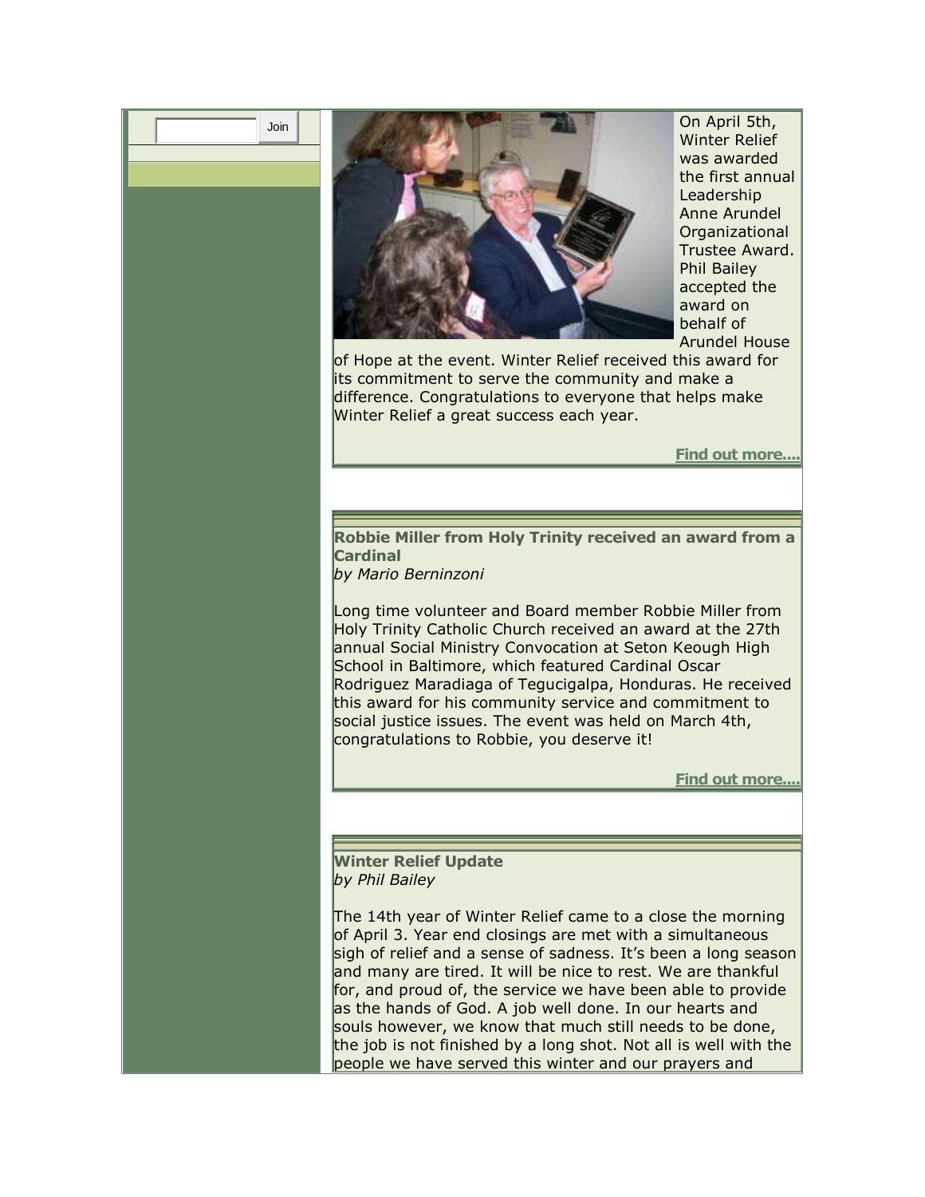Join

On April 5th, Winter Relief was awarded the first annual Leadership Anne Arundel Organizational Trustee Award. Phil Bailey accepted the award on behalf of Arundel House of Hope at the event. Winter Relief received this award for its commitment to serve the community and make a difference. Congratulations to everyone that helps make Winter Relief a great success each year.

**Find out more....**

**Robbie Miller from Holy Trinity received an award from a Cardinal**
*by Mario Berninzoni*

Long time volunteer and Board member Robbie Miller from Holy Trinity Catholic Church received an award at the 27th annual Social Ministry Convocation at Seton Keough High School in Baltimore, which featured Cardinal Oscar Rodriguez Maradiaga of Tegucigalpa, Honduras. He received this award for his community service and commitment to social justice issues. The event was held on March 4th, congratulations to Robbie, you deserve it!

**Find out more....**

**Winter Relief Update**
*by Phil Bailey*

The 14th year of Winter Relief came to a close the morning of April 3. Year end closings are met with a simultaneous sigh of relief and a sense of sadness. It's been a long season and many are tired. It will be nice to rest. We are thankful for, and proud of, the service we have been able to provide as the hands of God. A job well done. In our hearts and souls however, we know that much still needs to be done, the job is not finished by a long shot. Not all is well with the people we have served this winter and our prayers and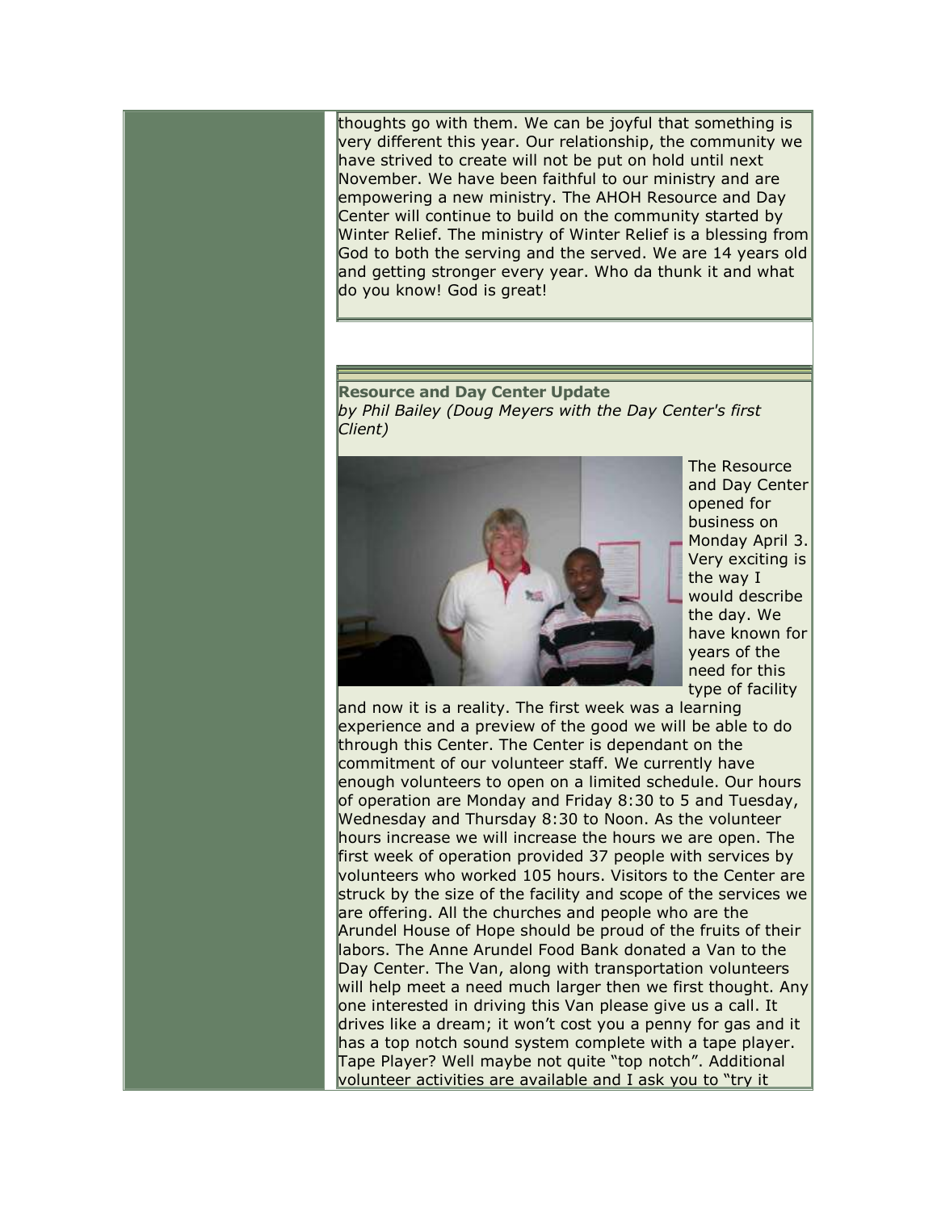thoughts go with them. We can be joyful that something is very different this year. Our relationship, the community we have strived to create will not be put on hold until next November. We have been faithful to our ministry and are empowering a new ministry. The AHOH Resource and Day Center will continue to build on the community started by Winter Relief. The ministry of Winter Relief is a blessing from God to both the serving and the served. We are 14 years old and getting stronger every year. Who da thunk it and what do you know! God is great!

**Resource and Day Center Update**

*by Phil Bailey (Doug Meyers with the Day Center's first Client)*

The Resource and Day Center opened for business on Monday April 3. Very exciting is the way I would describe the day. We have known for years of the need for this type of facility and now it is a reality. The first week was a learning experience and a preview of the good we will be able to do through this Center. The Center is dependant on the commitment of our volunteer staff. We currently have enough volunteers to open on a limited schedule. Our hours of operation are Monday and Friday 8:30 to 5 and Tuesday, Wednesday and Thursday 8:30 to Noon. As the volunteer hours increase we will increase the hours we are open. The first week of operation provided 37 people with services by volunteers who worked 105 hours. Visitors to the Center are struck by the size of the facility and scope of the services we are offering. All the churches and people who are the Arundel House of Hope should be proud of the fruits of their labors. The Anne Arundel Food Bank donated a Van to the Day Center. The Van, along with transportation volunteers will help meet a need much larger then we first thought. Any one interested in driving this Van please give us a call. It drives like a dream; it won't cost you a penny for gas and it has a top notch sound system complete with a tape player. Tape Player? Well maybe not quite "top notch". Additional volunteer activities are available and I ask you to "try it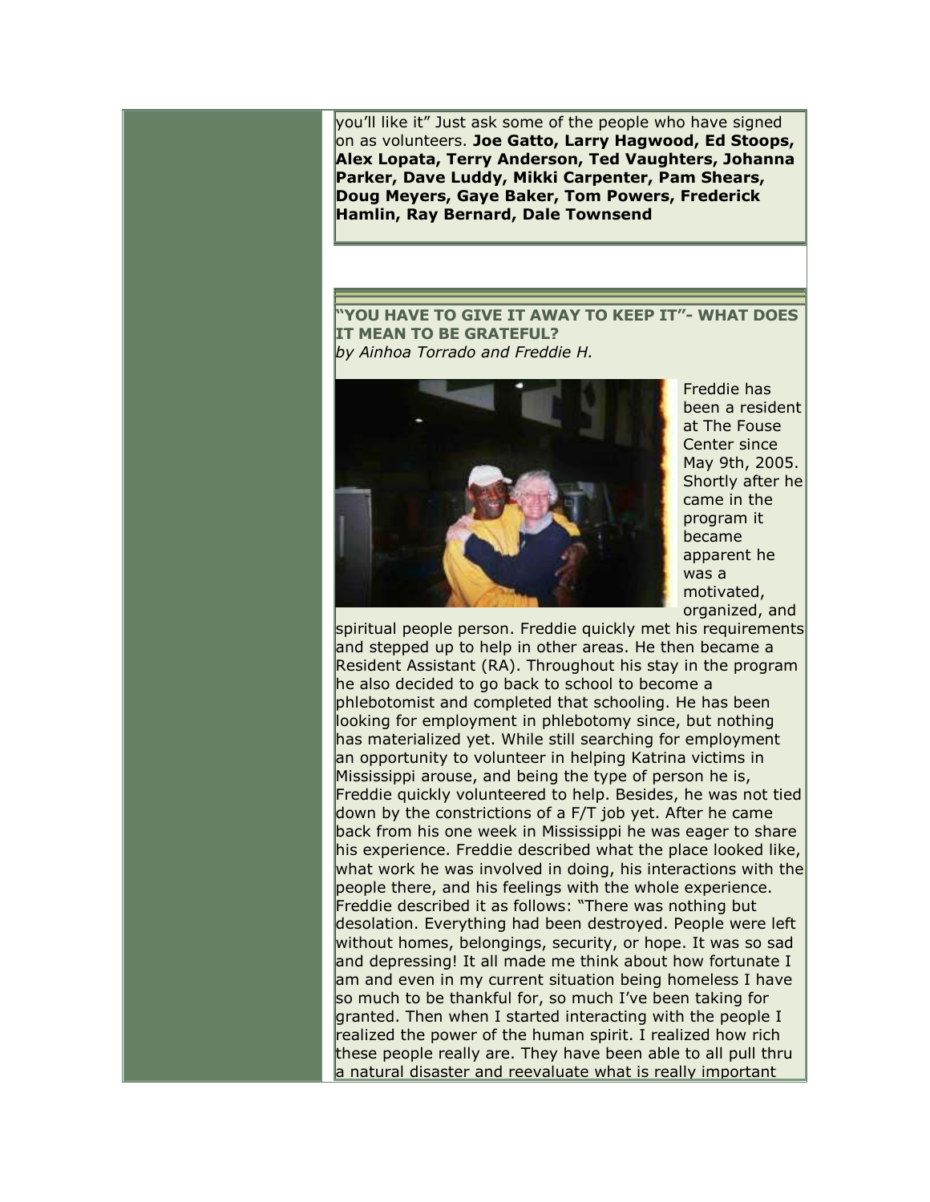you'll like it" Just ask some of the people who have signed on as volunteers. **Joe Gatto, Larry Hagwood, Ed Stoops, Alex Lopata, Terry Anderson, Ted Vaughters, Johanna Parker, Dave Luddy, Mikki Carpenter, Pam Shears, Doug Meyers, Gaye Baker, Tom Powers, Frederick Hamlin, Ray Bernard, Dale Townsend**

## "YOU HAVE TO GIVE IT AWAY TO KEEP IT"- WHAT DOES IT MEAN TO BE GRATEFUL?

*by Ainhoa Torrado and Freddie H.*

Freddie has been a resident at The Fouse Center since May 9th, 2005. Shortly after he came in the program it became apparent he was a motivated, organized, and spiritual people person. Freddie quickly met his requirements and stepped up to help in other areas. He then became a Resident Assistant (RA). Throughout his stay in the program he also decided to go back to school to become a phlebotomist and completed that schooling. He has been looking for employment in phlebotomy since, but nothing has materialized yet. While still searching for employment an opportunity to volunteer in helping Katrina victims in Mississippi arouse, and being the type of person he is, Freddie quickly volunteered to help. Besides, he was not tied down by the constrictions of a F/T job yet. After he came back from his one week in Mississippi he was eager to share his experience. Freddie described what the place looked like, what work he was involved in doing, his interactions with the people there, and his feelings with the whole experience. Freddie described it as follows: "There was nothing but desolation. Everything had been destroyed. People were left without homes, belongings, security, or hope. It was so sad and depressing! It all made me think about how fortunate I am and even in my current situation being homeless I have so much to be thankful for, so much I've been taking for granted. Then when I started interacting with the people I realized the power of the human spirit. I realized how rich these people really are. They have been able to all pull thru a natural disaster and reevaluate what is really important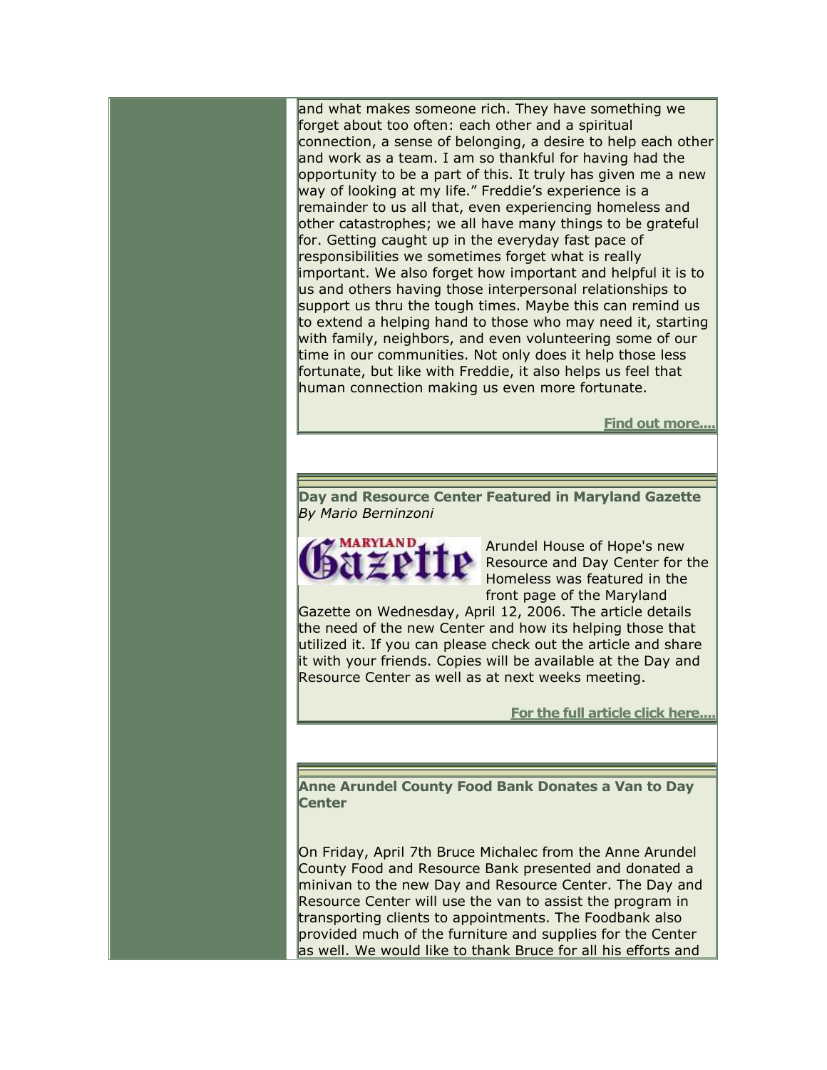and what makes someone rich. They have something we forget about too often: each other and a spiritual connection, a sense of belonging, a desire to help each other and work as a team. I am so thankful for having had the opportunity to be a part of this. It truly has given me a new way of looking at my life." Freddie's experience is a remainder to us all that, even experiencing homeless and other catastrophes; we all have many things to be grateful for. Getting caught up in the everyday fast pace of responsibilities we sometimes forget what is really important. We also forget how important and helpful it is to us and others having those interpersonal relationships to support us thru the tough times. Maybe this can remind us to extend a helping hand to those who may need it, starting with family, neighbors, and even volunteering some of our time in our communities. Not only does it help those less fortunate, but like with Freddie, it also helps us feel that human connection making us even more fortunate.

**Find out more....**

**Day and Resource Center Featured in Maryland Gazette**
*By Mario Berninzoni*

MARYLAND Gazette

Arundel House of Hope's new Resource and Day Center for the Homeless was featured in the front page of the Maryland Gazette on Wednesday, April 12, 2006. The article details the need of the new Center and how its helping those that utilized it. If you can please check out the article and share it with your friends. Copies will be available at the Day and Resource Center as well as at next weeks meeting.

**For the full article click here....**

**Anne Arundel County Food Bank Donates a Van to Day Center**

On Friday, April 7th Bruce Michalec from the Anne Arundel County Food and Resource Bank presented and donated a minivan to the new Day and Resource Center. The Day and Resource Center will use the van to assist the program in transporting clients to appointments. The Foodbank also provided much of the furniture and supplies for the Center as well. We would like to thank Bruce for all his efforts and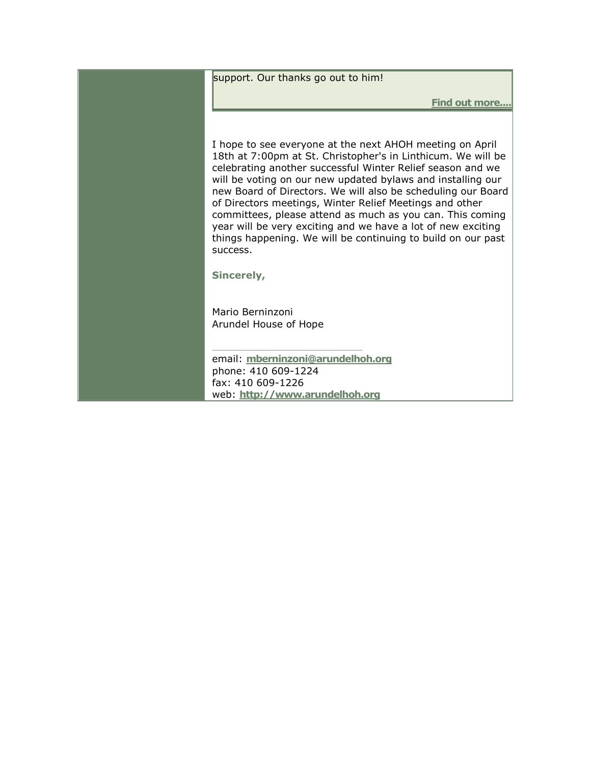support. Our thanks go out to him!

**Find out more....**

I hope to see everyone at the next AHOH meeting on April 18th at 7:00pm at St. Christopher's in Linthicum. We will be celebrating another successful Winter Relief season and we will be voting on our new updated bylaws and installing our new Board of Directors. We will also be scheduling our Board of Directors meetings, Winter Relief Meetings and other committees, please attend as much as you can. This coming year will be very exciting and we have a lot of new exciting things happening. We will be continuing to build on our past success.

**Sincerely,**

Mario Berninzoni
Arundel House of Hope

---

email: **mberninzoni@arundelhoh.org**
phone: 410 609-1224
fax: 410 609-1226
web: **http://www.arundelhoh.org**